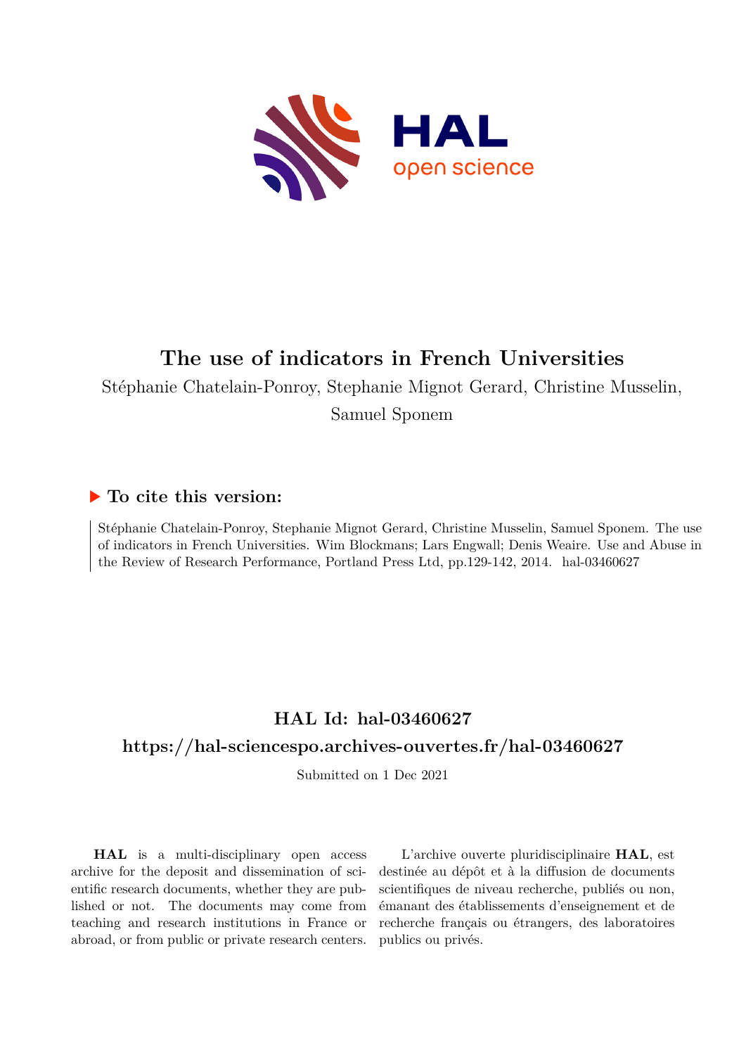# The use of indicators in French Universities

Stéphanie Chatelain-Ponroy, Stephanie Mignot Gerard, Christine Musselin, Samuel Sponem

## ▶ To cite this version:

Stéphanie Chatelain-Ponroy, Stephanie Mignot Gerard, Christine Musselin, Samuel Sponem. The use of indicators in French Universities. Wim Blockmans; Lars Engwall; Denis Weaire. Use and Abuse in the Review of Research Performance, Portland Press Ltd, pp.129-142, 2014. hal-03460627

## HAL Id: hal-03460627

## https://hal-sciencespo.archives-ouvertes.fr/hal-03460627

Submitted on 1 Dec 2021

**HAL** is a multi-disciplinary open access archive for the deposit and dissemination of scientific research documents, whether they are published or not. The documents may come from teaching and research institutions in France or abroad, or from public or private research centers.

L'archive ouverte pluridisciplinaire **HAL**, est destinée au dépôt et à la diffusion de documents scientifiques de niveau recherche, publiés ou non, émanant des établissements d'enseignement et de recherche français ou étrangers, des laboratoires publics ou privés.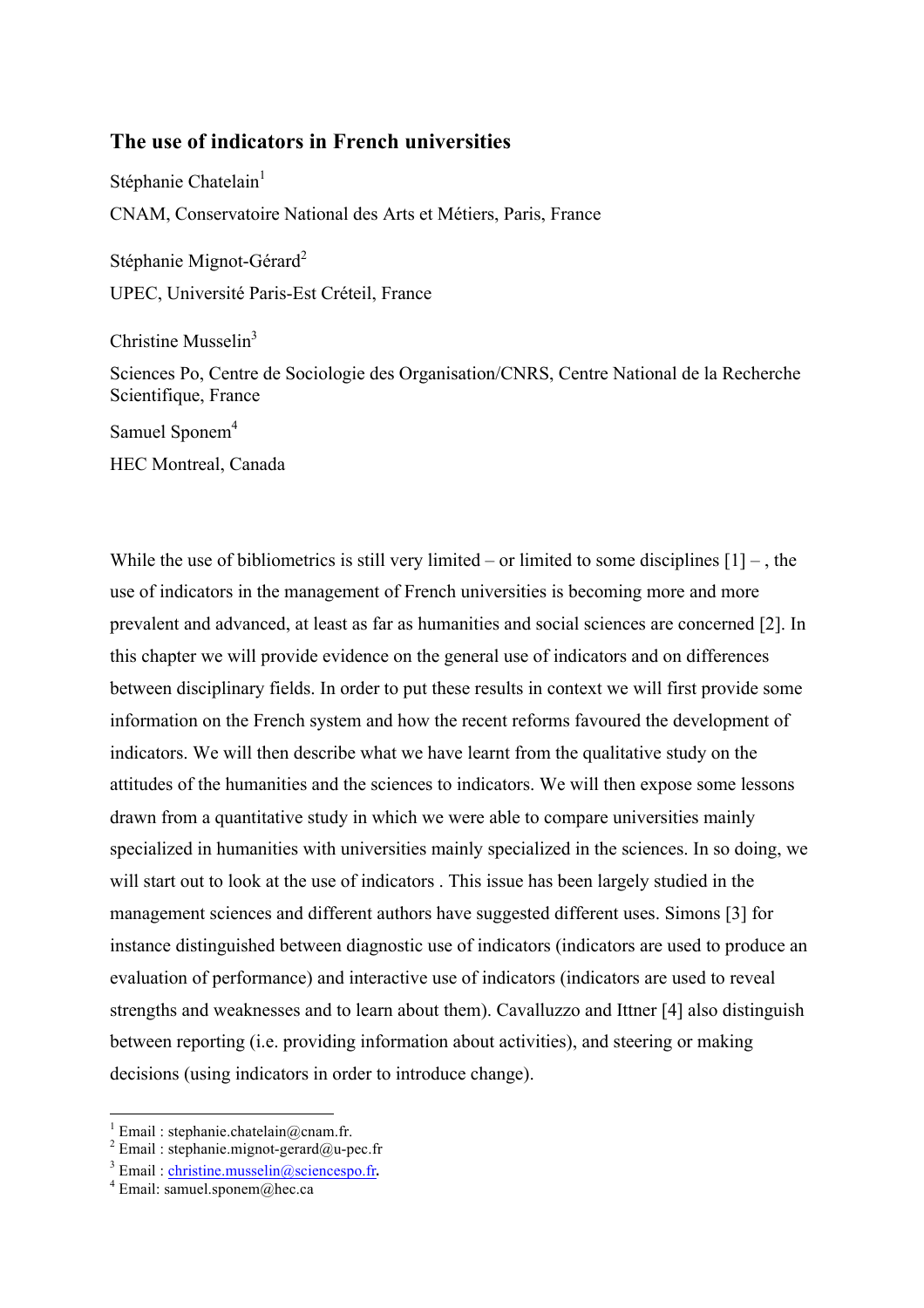# The use of indicators in French universities

Stéphanie Chatelain[1]

CNAM, Conservatoire National des Arts et Métiers, Paris, France

Stéphanie Mignot-Gérard[2]

UPEC, Université Paris-Est Créteil, France

Christine Musselin[3]

Sciences Po, Centre de Sociologie des Organisation/CNRS, Centre National de la Recherche Scientifique, France

Samuel Sponem[4]

HEC Montreal, Canada

While the use of bibliometrics is still very limited – or limited to some disciplines [1] – , the use of indicators in the management of French universities is becoming more and more prevalent and advanced, at least as far as humanities and social sciences are concerned [2]. In this chapter we will provide evidence on the general use of indicators and on differences between disciplinary fields. In order to put these results in context we will first provide some information on the French system and how the recent reforms favoured the development of indicators. We will then describe what we have learnt from the qualitative study on the attitudes of the humanities and the sciences to indicators. We will then expose some lessons drawn from a quantitative study in which we were able to compare universities mainly specialized in humanities with universities mainly specialized in the sciences. In so doing, we will start out to look at the use of indicators . This issue has been largely studied in the management sciences and different authors have suggested different uses. Simons [3] for instance distinguished between diagnostic use of indicators (indicators are used to produce an evaluation of performance) and interactive use of indicators (indicators are used to reveal strengths and weaknesses and to learn about them). Cavalluzzo and Ittner [4] also distinguish between reporting (i.e. providing information about activities), and steering or making decisions (using indicators in order to introduce change).

---

[1] Email : stephanie.chatelain@cnam.fr.

[2] Email : stephanie.mignot-gerard@u-pec.fr

[3] Email : christine.musselin@sciencespo.fr.

[4] Email: samuel.sponem@hec.ca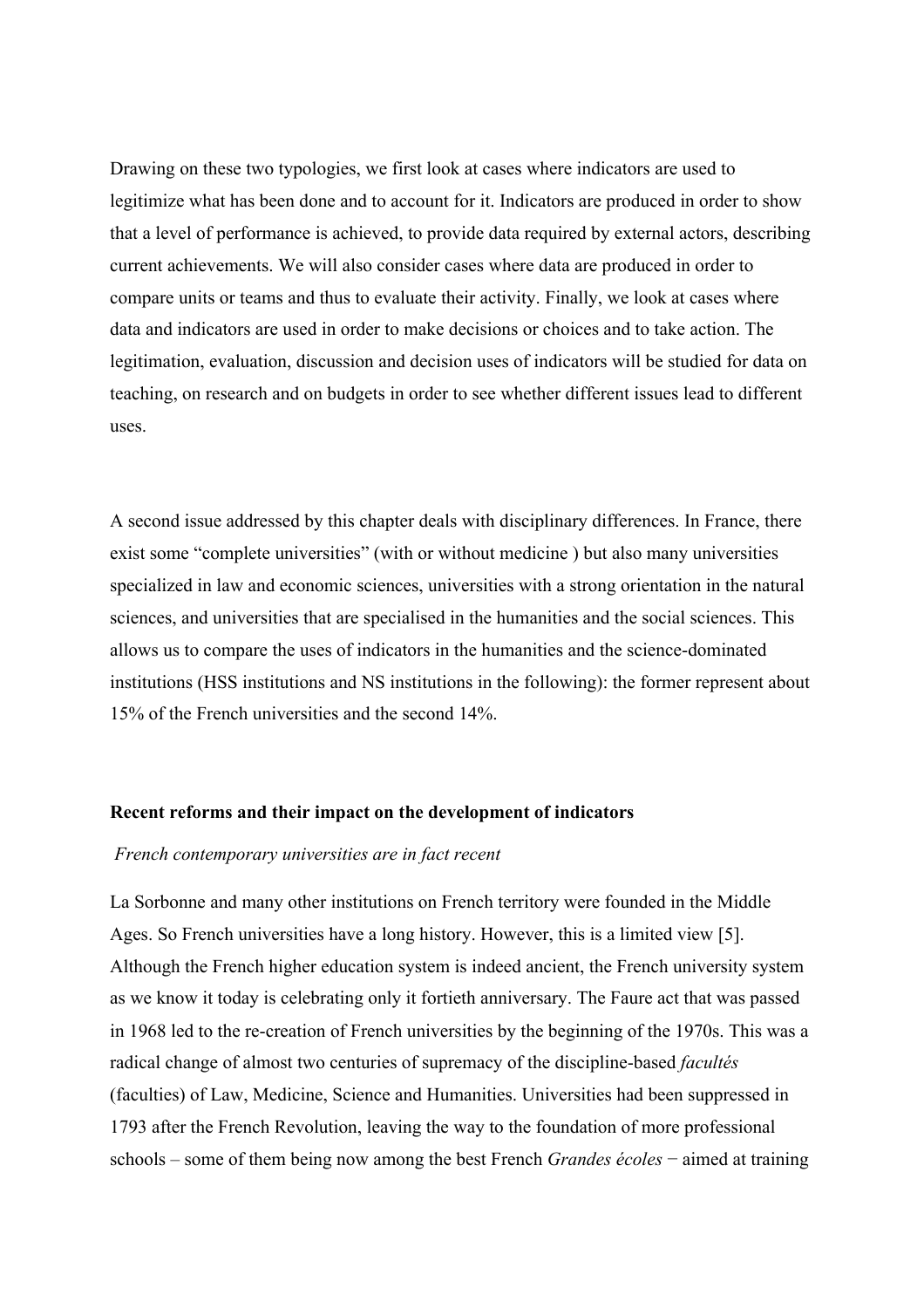Drawing on these two typologies, we first look at cases where indicators are used to legitimize what has been done and to account for it. Indicators are produced in order to show that a level of performance is achieved, to provide data required by external actors, describing current achievements. We will also consider cases where data are produced in order to compare units or teams and thus to evaluate their activity. Finally, we look at cases where data and indicators are used in order to make decisions or choices and to take action. The legitimation, evaluation, discussion and decision uses of indicators will be studied for data on teaching, on research and on budgets in order to see whether different issues lead to different uses.

A second issue addressed by this chapter deals with disciplinary differences. In France, there exist some "complete universities" (with or without medicine ) but also many universities specialized in law and economic sciences, universities with a strong orientation in the natural sciences, and universities that are specialised in the humanities and the social sciences. This allows us to compare the uses of indicators in the humanities and the science-dominated institutions (HSS institutions and NS institutions in the following): the former represent about 15% of the French universities and the second 14%.

### Recent reforms and their impact on the development of indicators

*French contemporary universities are in fact recent*

La Sorbonne and many other institutions on French territory were founded in the Middle Ages. So French universities have a long history. However, this is a limited view [5]. Although the French higher education system is indeed ancient, the French university system as we know it today is celebrating only it fortieth anniversary. The Faure act that was passed in 1968 led to the re-creation of French universities by the beginning of the 1970s. This was a radical change of almost two centuries of supremacy of the discipline-based *facultés* (faculties) of Law, Medicine, Science and Humanities. Universities had been suppressed in 1793 after the French Revolution, leaving the way to the foundation of more professional schools – some of them being now among the best French *Grandes écoles* − aimed at training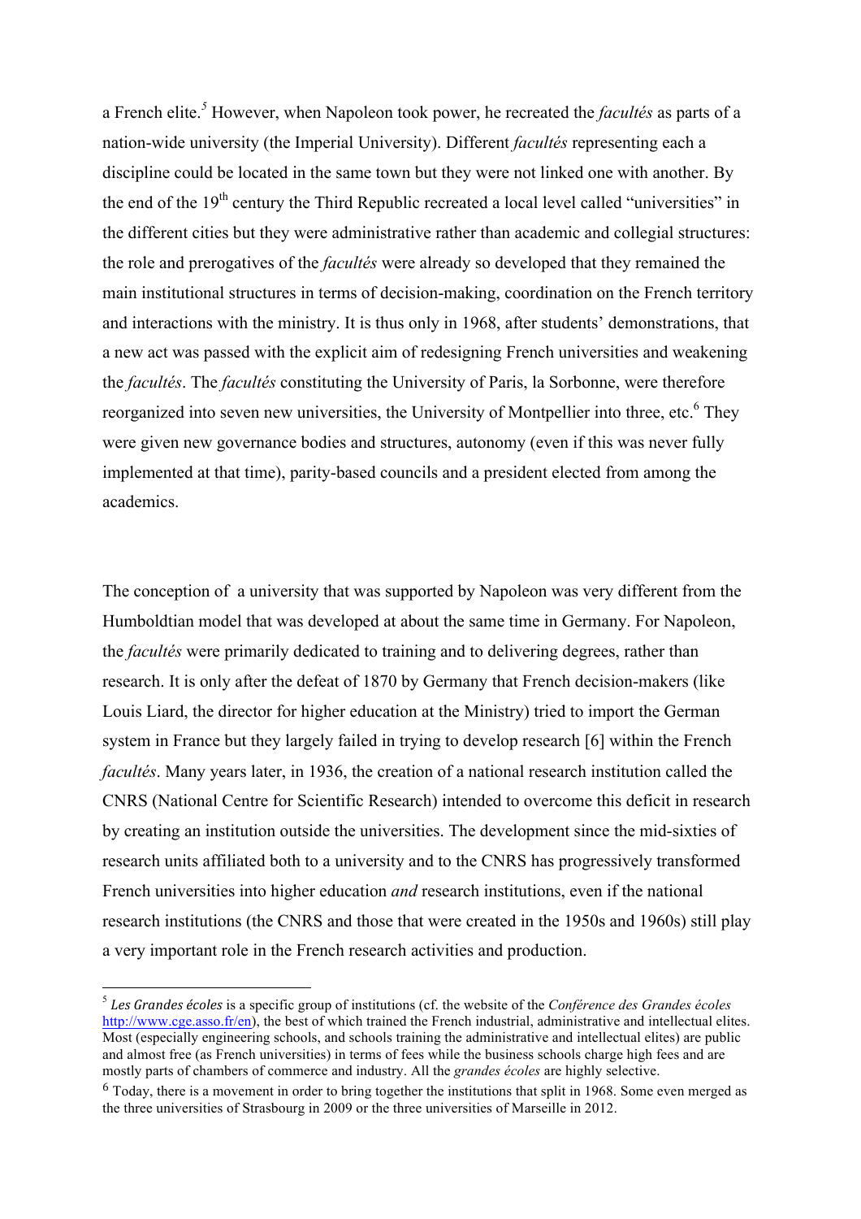a French elite.[5] However, when Napoleon took power, he recreated the *facultés* as parts of a nation-wide university (the Imperial University). Different *facultés* representing each a discipline could be located in the same town but they were not linked one with another. By the end of the 19th century the Third Republic recreated a local level called "universities" in the different cities but they were administrative rather than academic and collegial structures: the role and prerogatives of the *facultés* were already so developed that they remained the main institutional structures in terms of decision-making, coordination on the French territory and interactions with the ministry. It is thus only in 1968, after students' demonstrations, that a new act was passed with the explicit aim of redesigning French universities and weakening the *facultés*. The *facultés* constituting the University of Paris, la Sorbonne, were therefore reorganized into seven new universities, the University of Montpellier into three, etc.[6] They were given new governance bodies and structures, autonomy (even if this was never fully implemented at that time), parity-based councils and a president elected from among the academics.

The conception of a university that was supported by Napoleon was very different from the Humboldtian model that was developed at about the same time in Germany. For Napoleon, the *facultés* were primarily dedicated to training and to delivering degrees, rather than research. It is only after the defeat of 1870 by Germany that French decision-makers (like Louis Liard, the director for higher education at the Ministry) tried to import the German system in France but they largely failed in trying to develop research [6] within the French *facultés*. Many years later, in 1936, the creation of a national research institution called the CNRS (National Centre for Scientific Research) intended to overcome this deficit in research by creating an institution outside the universities. The development since the mid-sixties of research units affiliated both to a university and to the CNRS has progressively transformed French universities into higher education *and* research institutions, even if the national research institutions (the CNRS and those that were created in the 1950s and 1960s) still play a very important role in the French research activities and production.

---

[5] *Les Grandes écoles* is a specific group of institutions (cf. the website of the *Conférence des Grandes écoles* http://www.cge.asso.fr/en), the best of which trained the French industrial, administrative and intellectual elites. Most (especially engineering schools, and schools training the administrative and intellectual elites) are public and almost free (as French universities) in terms of fees while the business schools charge high fees and are mostly parts of chambers of commerce and industry. All the *grandes écoles* are highly selective.

[6] Today, there is a movement in order to bring together the institutions that split in 1968. Some even merged as the three universities of Strasbourg in 2009 or the three universities of Marseille in 2012.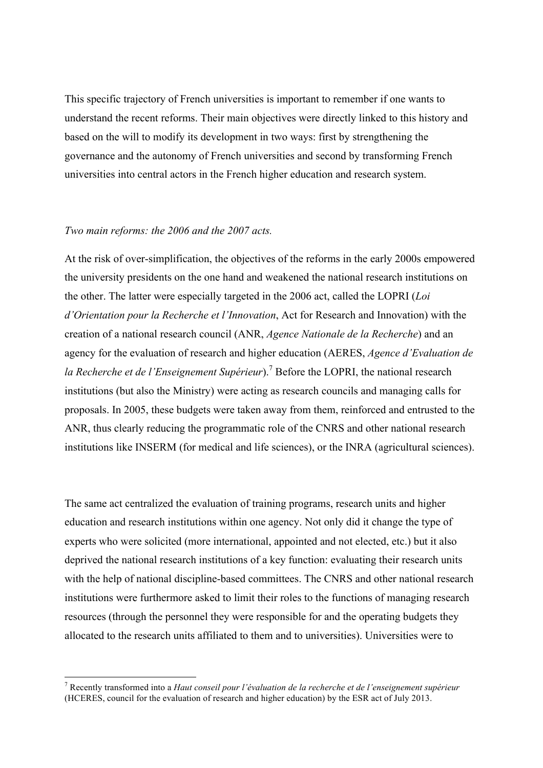This specific trajectory of French universities is important to remember if one wants to understand the recent reforms. Their main objectives were directly linked to this history and based on the will to modify its development in two ways: first by strengthening the governance and the autonomy of French universities and second by transforming French universities into central actors in the French higher education and research system.

*Two main reforms: the 2006 and the 2007 acts.*

At the risk of over-simplification, the objectives of the reforms in the early 2000s empowered the university presidents on the one hand and weakened the national research institutions on the other. The latter were especially targeted in the 2006 act, called the LOPRI (*Loi d'Orientation pour la Recherche et l'Innovation*, Act for Research and Innovation) with the creation of a national research council (ANR, *Agence Nationale de la Recherche*) and an agency for the evaluation of research and higher education (AERES, *Agence d'Evaluation de la Recherche et de l'Enseignement Supérieur*).[7] Before the LOPRI, the national research institutions (but also the Ministry) were acting as research councils and managing calls for proposals. In 2005, these budgets were taken away from them, reinforced and entrusted to the ANR, thus clearly reducing the programmatic role of the CNRS and other national research institutions like INSERM (for medical and life sciences), or the INRA (agricultural sciences).

The same act centralized the evaluation of training programs, research units and higher education and research institutions within one agency. Not only did it change the type of experts who were solicited (more international, appointed and not elected, etc.) but it also deprived the national research institutions of a key function: evaluating their research units with the help of national discipline-based committees. The CNRS and other national research institutions were furthermore asked to limit their roles to the functions of managing research resources (through the personnel they were responsible for and the operating budgets they allocated to the research units affiliated to them and to universities). Universities were to

[7] Recently transformed into a *Haut conseil pour l'évaluation de la recherche et de l'enseignement supérieur* (HCERES, council for the evaluation of research and higher education) by the ESR act of July 2013.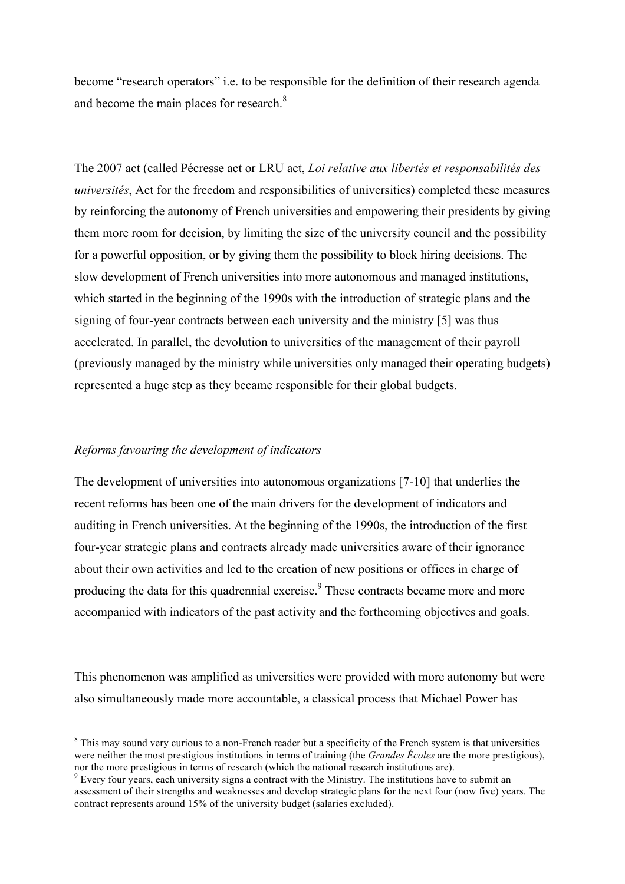become "research operators" i.e. to be responsible for the definition of their research agenda and become the main places for research.[8]

The 2007 act (called Pécresse act or LRU act, *Loi relative aux libertés et responsabilités des universités*, Act for the freedom and responsibilities of universities) completed these measures by reinforcing the autonomy of French universities and empowering their presidents by giving them more room for decision, by limiting the size of the university council and the possibility for a powerful opposition, or by giving them the possibility to block hiring decisions. The slow development of French universities into more autonomous and managed institutions, which started in the beginning of the 1990s with the introduction of strategic plans and the signing of four-year contracts between each university and the ministry [5] was thus accelerated. In parallel, the devolution to universities of the management of their payroll (previously managed by the ministry while universities only managed their operating budgets) represented a huge step as they became responsible for their global budgets.

*Reforms favouring the development of indicators*

The development of universities into autonomous organizations [7-10] that underlies the recent reforms has been one of the main drivers for the development of indicators and auditing in French universities. At the beginning of the 1990s, the introduction of the first four-year strategic plans and contracts already made universities aware of their ignorance about their own activities and led to the creation of new positions or offices in charge of producing the data for this quadrennial exercise.[9] These contracts became more and more accompanied with indicators of the past activity and the forthcoming objectives and goals.

This phenomenon was amplified as universities were provided with more autonomy but were also simultaneously made more accountable, a classical process that Michael Power has

[8] This may sound very curious to a non-French reader but a specificity of the French system is that universities were neither the most prestigious institutions in terms of training (the *Grandes Écoles* are the more prestigious), nor the more prestigious in terms of research (which the national research institutions are).

[9] Every four years, each university signs a contract with the Ministry. The institutions have to submit an assessment of their strengths and weaknesses and develop strategic plans for the next four (now five) years. The contract represents around 15% of the university budget (salaries excluded).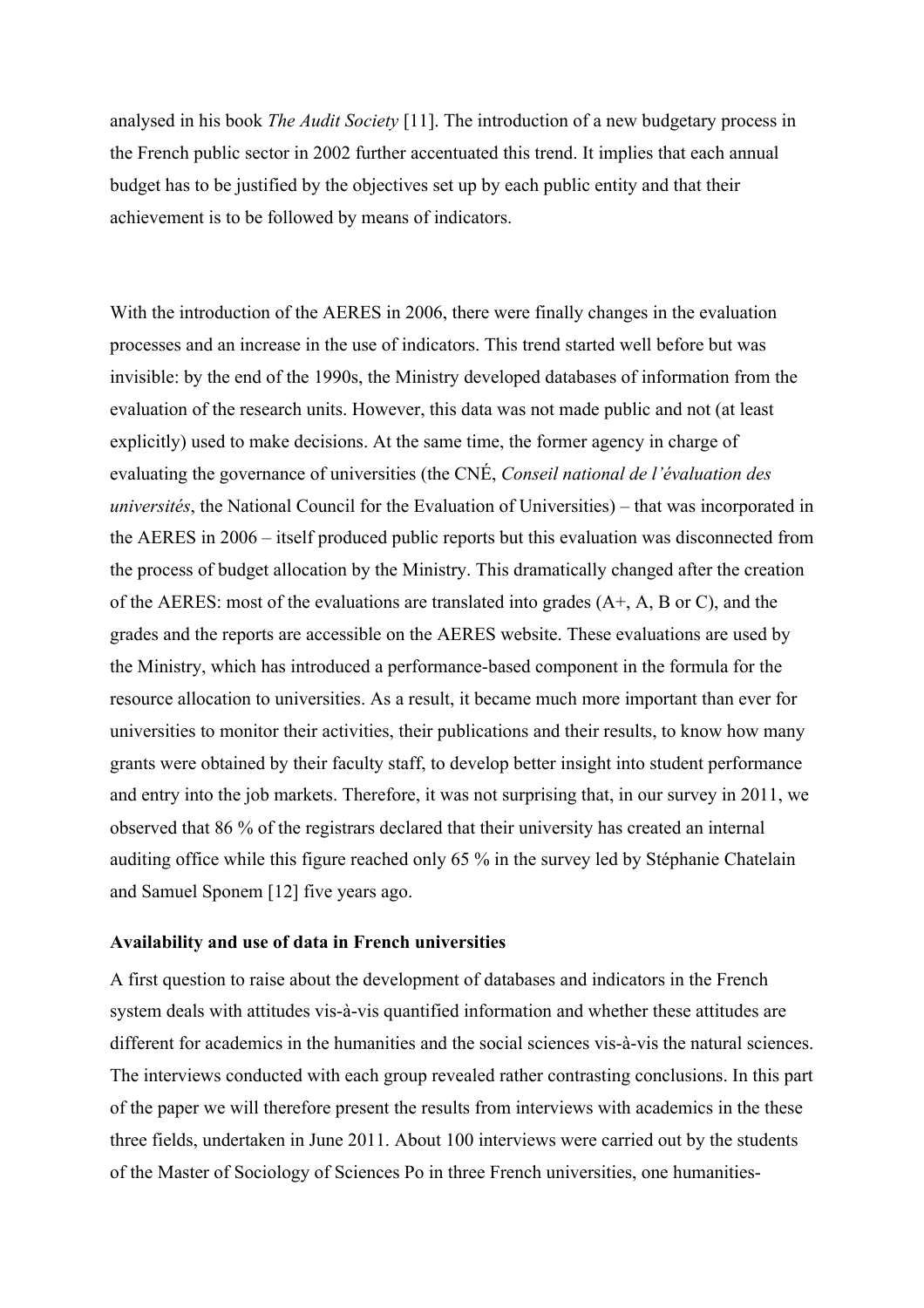analysed in his book *The Audit Society* [11]. The introduction of a new budgetary process in the French public sector in 2002 further accentuated this trend. It implies that each annual budget has to be justified by the objectives set up by each public entity and that their achievement is to be followed by means of indicators.

With the introduction of the AERES in 2006, there were finally changes in the evaluation processes and an increase in the use of indicators. This trend started well before but was invisible: by the end of the 1990s, the Ministry developed databases of information from the evaluation of the research units. However, this data was not made public and not (at least explicitly) used to make decisions. At the same time, the former agency in charge of evaluating the governance of universities (the CNÉ, *Conseil national de l'évaluation des universités*, the National Council for the Evaluation of Universities) – that was incorporated in the AERES in 2006 – itself produced public reports but this evaluation was disconnected from the process of budget allocation by the Ministry. This dramatically changed after the creation of the AERES: most of the evaluations are translated into grades (A+, A, B or C), and the grades and the reports are accessible on the AERES website. These evaluations are used by the Ministry, which has introduced a performance-based component in the formula for the resource allocation to universities. As a result, it became much more important than ever for universities to monitor their activities, their publications and their results, to know how many grants were obtained by their faculty staff, to develop better insight into student performance and entry into the job markets. Therefore, it was not surprising that, in our survey in 2011, we observed that 86 % of the registrars declared that their university has created an internal auditing office while this figure reached only 65 % in the survey led by Stéphanie Chatelain and Samuel Sponem [12] five years ago.

**Availability and use of data in French universities**

A first question to raise about the development of databases and indicators in the French system deals with attitudes vis-à-vis quantified information and whether these attitudes are different for academics in the humanities and the social sciences vis-à-vis the natural sciences. The interviews conducted with each group revealed rather contrasting conclusions. In this part of the paper we will therefore present the results from interviews with academics in the these three fields, undertaken in June 2011. About 100 interviews were carried out by the students of the Master of Sociology of Sciences Po in three French universities, one humanities-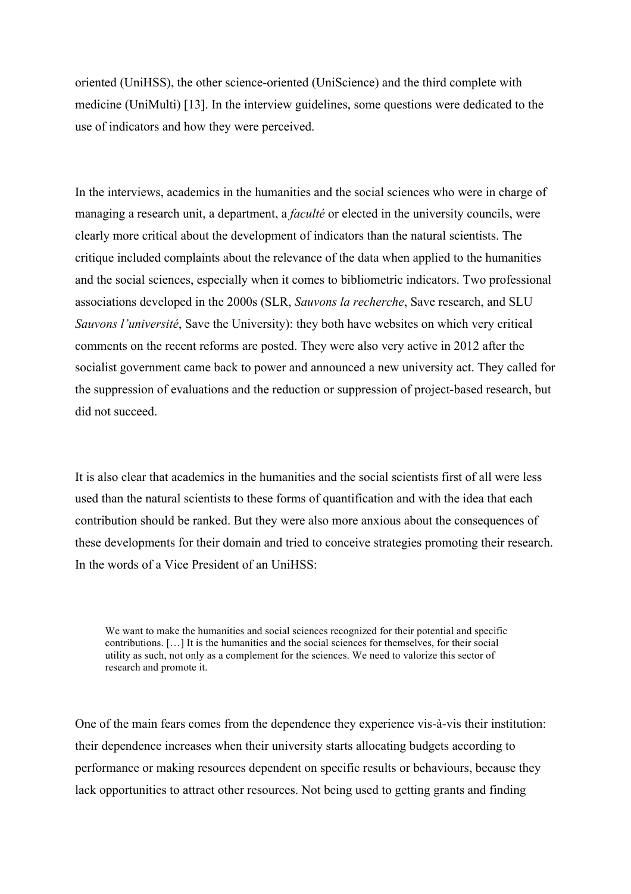oriented (UniHSS), the other science-oriented (UniScience) and the third complete with medicine (UniMulti) [13]. In the interview guidelines, some questions were dedicated to the use of indicators and how they were perceived.

In the interviews, academics in the humanities and the social sciences who were in charge of managing a research unit, a department, a *faculté* or elected in the university councils, were clearly more critical about the development of indicators than the natural scientists. The critique included complaints about the relevance of the data when applied to the humanities and the social sciences, especially when it comes to bibliometric indicators. Two professional associations developed in the 2000s (SLR, *Sauvons la recherche*, Save research, and SLU *Sauvons l'université*, Save the University): they both have websites on which very critical comments on the recent reforms are posted. They were also very active in 2012 after the socialist government came back to power and announced a new university act. They called for the suppression of evaluations and the reduction or suppression of project-based research, but did not succeed.

It is also clear that academics in the humanities and the social scientists first of all were less used than the natural scientists to these forms of quantification and with the idea that each contribution should be ranked. But they were also more anxious about the consequences of these developments for their domain and tried to conceive strategies promoting their research. In the words of a Vice President of an UniHSS:

> We want to make the humanities and social sciences recognized for their potential and specific contributions. […] It is the humanities and the social sciences for themselves, for their social utility as such, not only as a complement for the sciences. We need to valorize this sector of research and promote it.

One of the main fears comes from the dependence they experience vis-à-vis their institution: their dependence increases when their university starts allocating budgets according to performance or making resources dependent on specific results or behaviours, because they lack opportunities to attract other resources. Not being used to getting grants and finding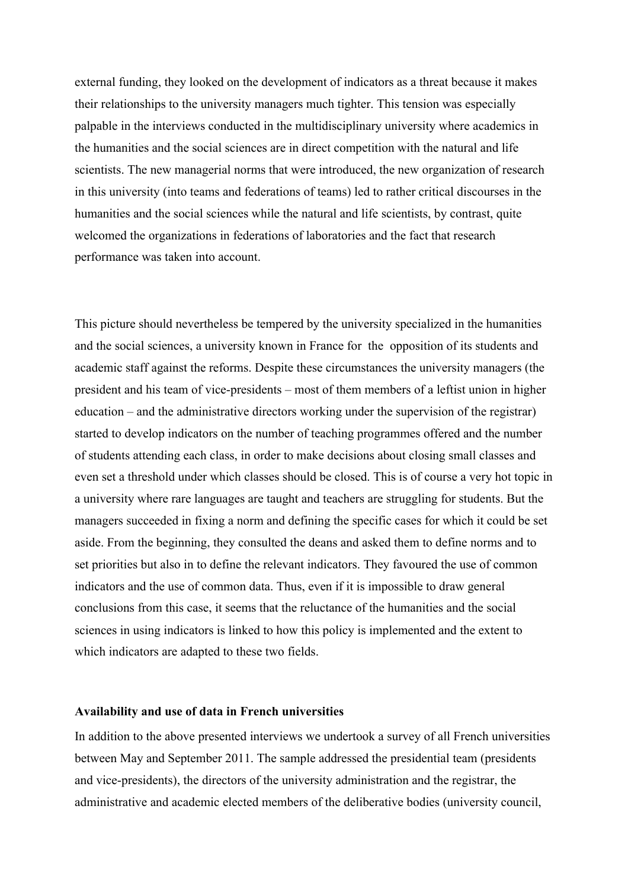external funding, they looked on the development of indicators as a threat because it makes their relationships to the university managers much tighter. This tension was especially palpable in the interviews conducted in the multidisciplinary university where academics in the humanities and the social sciences are in direct competition with the natural and life scientists. The new managerial norms that were introduced, the new organization of research in this university (into teams and federations of teams) led to rather critical discourses in the humanities and the social sciences while the natural and life scientists, by contrast, quite welcomed the organizations in federations of laboratories and the fact that research performance was taken into account.

This picture should nevertheless be tempered by the university specialized in the humanities and the social sciences, a university known in France for the opposition of its students and academic staff against the reforms. Despite these circumstances the university managers (the president and his team of vice-presidents – most of them members of a leftist union in higher education – and the administrative directors working under the supervision of the registrar) started to develop indicators on the number of teaching programmes offered and the number of students attending each class, in order to make decisions about closing small classes and even set a threshold under which classes should be closed. This is of course a very hot topic in a university where rare languages are taught and teachers are struggling for students. But the managers succeeded in fixing a norm and defining the specific cases for which it could be set aside. From the beginning, they consulted the deans and asked them to define norms and to set priorities but also in to define the relevant indicators. They favoured the use of common indicators and the use of common data. Thus, even if it is impossible to draw general conclusions from this case, it seems that the reluctance of the humanities and the social sciences in using indicators is linked to how this policy is implemented and the extent to which indicators are adapted to these two fields.

**Availability and use of data in French universities**

In addition to the above presented interviews we undertook a survey of all French universities between May and September 2011. The sample addressed the presidential team (presidents and vice-presidents), the directors of the university administration and the registrar, the administrative and academic elected members of the deliberative bodies (university council,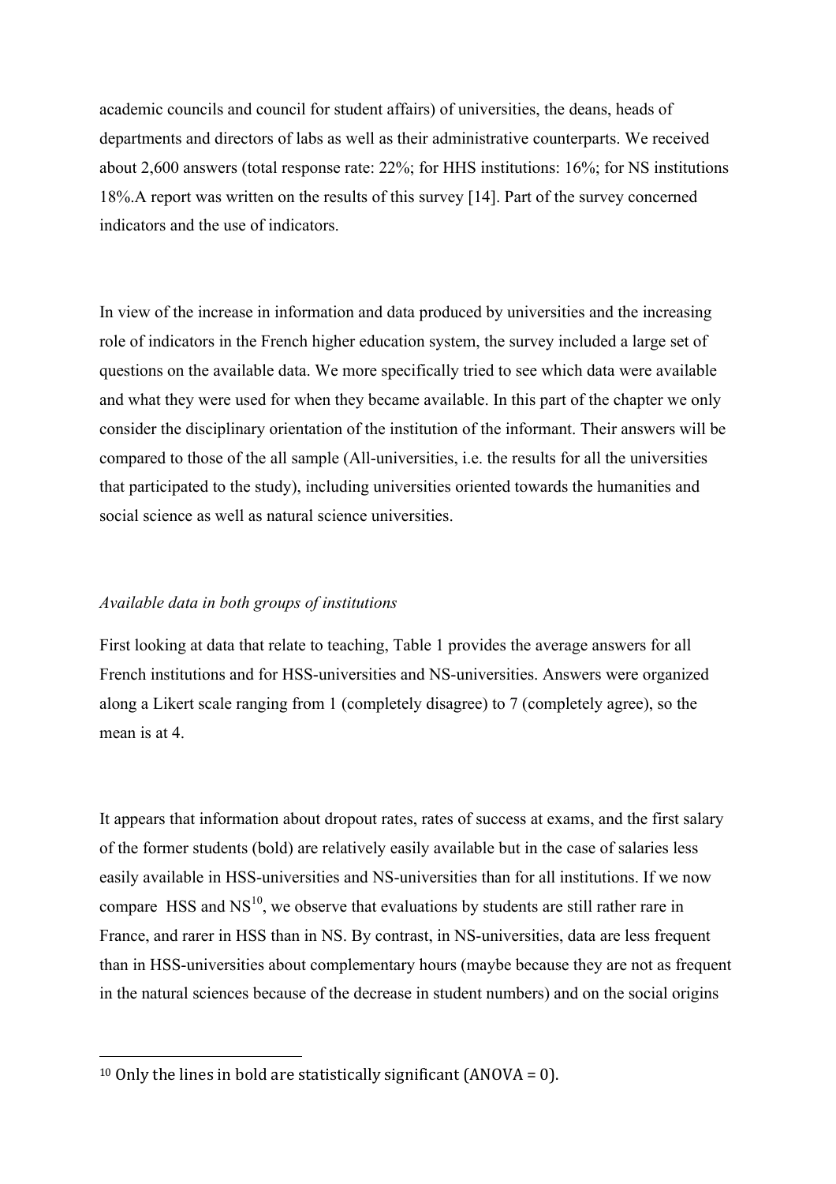academic councils and council for student affairs) of universities, the deans, heads of departments and directors of labs as well as their administrative counterparts. We received about 2,600 answers (total response rate: 22%; for HHS institutions: 16%; for NS institutions 18%.A report was written on the results of this survey [14]. Part of the survey concerned indicators and the use of indicators.

In view of the increase in information and data produced by universities and the increasing role of indicators in the French higher education system, the survey included a large set of questions on the available data. We more specifically tried to see which data were available and what they were used for when they became available. In this part of the chapter we only consider the disciplinary orientation of the institution of the informant. Their answers will be compared to those of the all sample (All-universities, i.e. the results for all the universities that participated to the study), including universities oriented towards the humanities and social science as well as natural science universities.

*Available data in both groups of institutions*

First looking at data that relate to teaching, Table 1 provides the average answers for all French institutions and for HSS-universities and NS-universities. Answers were organized along a Likert scale ranging from 1 (completely disagree) to 7 (completely agree), so the mean is at 4.

It appears that information about dropout rates, rates of success at exams, and the first salary of the former students (bold) are relatively easily available but in the case of salaries less easily available in HSS-universities and NS-universities than for all institutions. If we now compare HSS and NS[10], we observe that evaluations by students are still rather rare in France, and rarer in HSS than in NS. By contrast, in NS-universities, data are less frequent than in HSS-universities about complementary hours (maybe because they are not as frequent in the natural sciences because of the decrease in student numbers) and on the social origins

[10] Only the lines in bold are statistically significant (ANOVA = 0).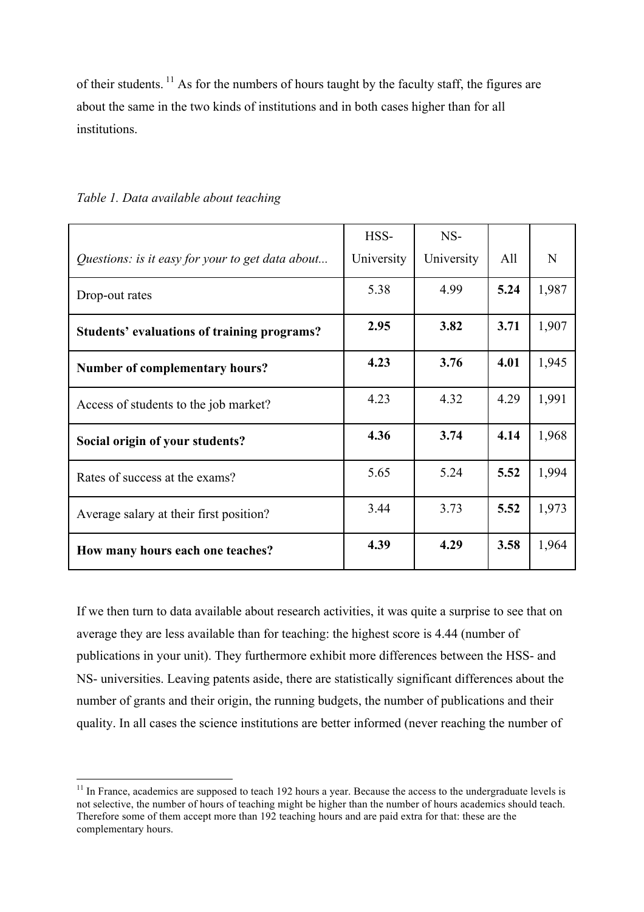of their students. [11] As for the numbers of hours taught by the faculty staff, the figures are about the same in the two kinds of institutions and in both cases higher than for all institutions.

*Table 1. Data available about teaching*

| *Questions: is it easy for your to get data about...* | HSS-University | NS-University | All | N |
|---|---|---|---|---|
| Drop-out rates | 5.38 | 4.99 | **5.24** | 1,987 |
| **Students' evaluations of training programs?** | **2.95** | **3.82** | **3.71** | 1,907 |
| **Number of complementary hours?** | **4.23** | **3.76** | **4.01** | 1,945 |
| Access of students to the job market? | 4.23 | 4.32 | 4.29 | 1,991 |
| **Social origin of your students?** | **4.36** | **3.74** | **4.14** | 1,968 |
| Rates of success at the exams? | 5.65 | 5.24 | **5.52** | 1,994 |
| Average salary at their first position? | 3.44 | 3.73 | **5.52** | 1,973 |
| **How many hours each one teaches?** | **4.39** | **4.29** | **3.58** | 1,964 |

If we then turn to data available about research activities, it was quite a surprise to see that on average they are less available than for teaching: the highest score is 4.44 (number of publications in your unit). They furthermore exhibit more differences between the HSS- and NS- universities. Leaving patents aside, there are statistically significant differences about the number of grants and their origin, the running budgets, the number of publications and their quality. In all cases the science institutions are better informed (never reaching the number of

[11] In France, academics are supposed to teach 192 hours a year. Because the access to the undergraduate levels is not selective, the number of hours of teaching might be higher than the number of hours academics should teach. Therefore some of them accept more than 192 teaching hours and are paid extra for that: these are the complementary hours.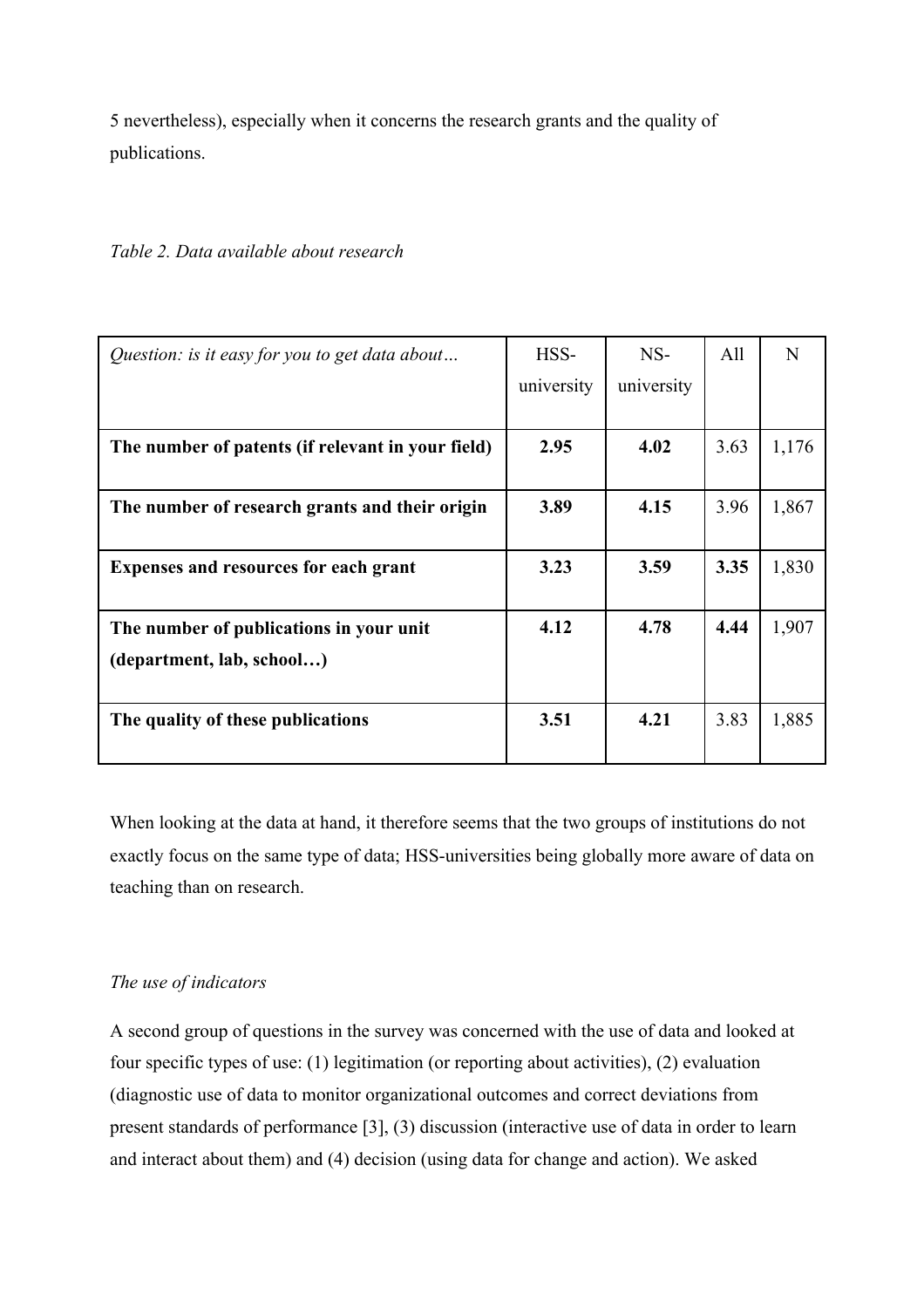5 nevertheless), especially when it concerns the research grants and the quality of publications.

*Table 2. Data available about research*

| *Question: is it easy for you to get data about…* | HSS-university | NS-university | All | N |
|---|---|---|---|---|
| **The number of patents (if relevant in your field)** | **2.95** | **4.02** | 3.63 | 1,176 |
| **The number of research grants and their origin** | **3.89** | **4.15** | 3.96 | 1,867 |
| **Expenses and resources for each grant** | **3.23** | **3.59** | **3.35** | 1,830 |
| **The number of publications in your unit (department, lab, school…)** | **4.12** | **4.78** | **4.44** | 1,907 |
| **The quality of these publications** | **3.51** | **4.21** | 3.83 | 1,885 |

When looking at the data at hand, it therefore seems that the two groups of institutions do not exactly focus on the same type of data; HSS-universities being globally more aware of data on teaching than on research.

*The use of indicators*

A second group of questions in the survey was concerned with the use of data and looked at four specific types of use: (1) legitimation (or reporting about activities), (2) evaluation (diagnostic use of data to monitor organizational outcomes and correct deviations from present standards of performance [3], (3) discussion (interactive use of data in order to learn and interact about them) and (4) decision (using data for change and action). We asked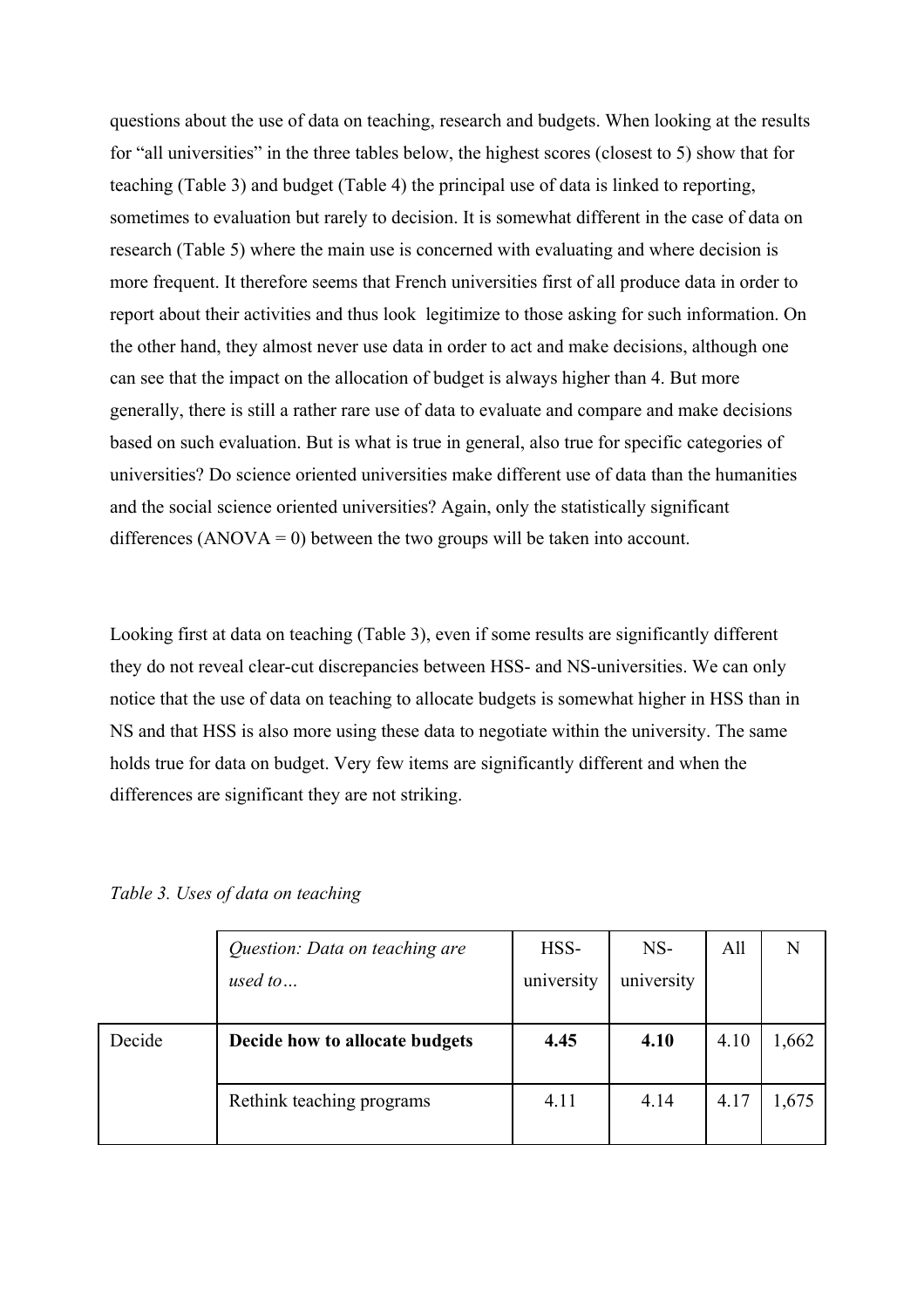questions about the use of data on teaching, research and budgets. When looking at the results for "all universities" in the three tables below, the highest scores (closest to 5) show that for teaching (Table 3) and budget (Table 4) the principal use of data is linked to reporting, sometimes to evaluation but rarely to decision. It is somewhat different in the case of data on research (Table 5) where the main use is concerned with evaluating and where decision is more frequent. It therefore seems that French universities first of all produce data in order to report about their activities and thus look legitimize to those asking for such information. On the other hand, they almost never use data in order to act and make decisions, although one can see that the impact on the allocation of budget is always higher than 4. But more generally, there is still a rather rare use of data to evaluate and compare and make decisions based on such evaluation. But is what is true in general, also true for specific categories of universities? Do science oriented universities make different use of data than the humanities and the social science oriented universities? Again, only the statistically significant differences (ANOVA = 0) between the two groups will be taken into account.

Looking first at data on teaching (Table 3), even if some results are significantly different they do not reveal clear-cut discrepancies between HSS- and NS-universities. We can only notice that the use of data on teaching to allocate budgets is somewhat higher in HSS than in NS and that HSS is also more using these data to negotiate within the university. The same holds true for data on budget. Very few items are significantly different and when the differences are significant they are not striking.

*Table 3. Uses of data on teaching*

| | *Question: Data on teaching are used to…* | HSS-university | NS-university | All | N |
|---|---|---|---|---|---|
| Decide | **Decide how to allocate budgets** | **4.45** | **4.10** | 4.10 | 1,662 |
| | Rethink teaching programs | 4.11 | 4.14 | 4.17 | 1,675 |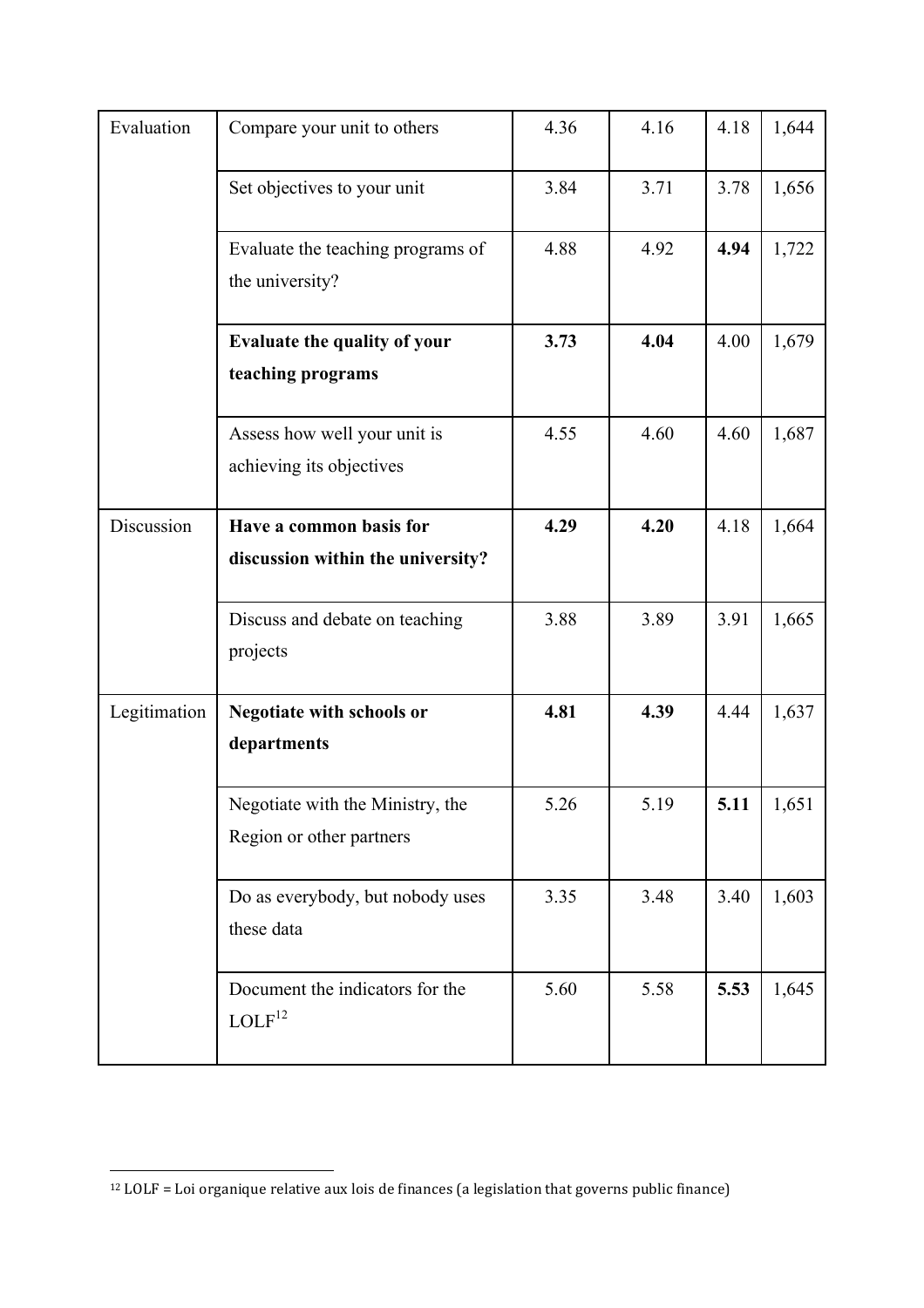| | | | | | |
|---|---|---|---|---|---|
| Evaluation | Compare your unit to others | 4.36 | 4.16 | 4.18 | 1,644 |
| | Set objectives to your unit | 3.84 | 3.71 | 3.78 | 1,656 |
| | Evaluate the teaching programs of the university? | 4.88 | 4.92 | **4.94** | 1,722 |
| | **Evaluate the quality of your teaching programs** | **3.73** | **4.04** | 4.00 | 1,679 |
| | Assess how well your unit is achieving its objectives | 4.55 | 4.60 | 4.60 | 1,687 |
| Discussion | **Have a common basis for discussion within the university?** | **4.29** | **4.20** | 4.18 | 1,664 |
| | Discuss and debate on teaching projects | 3.88 | 3.89 | 3.91 | 1,665 |
| Legitimation | **Negotiate with schools or departments** | **4.81** | **4.39** | 4.44 | 1,637 |
| | Negotiate with the Ministry, the Region or other partners | 5.26 | 5.19 | **5.11** | 1,651 |
| | Do as everybody, but nobody uses these data | 3.35 | 3.48 | 3.40 | 1,603 |
| | Document the indicators for the LOLF[12] | 5.60 | 5.58 | **5.53** | 1,645 |

[12] LOLF = Loi organique relative aux lois de finances (a legislation that governs public finance)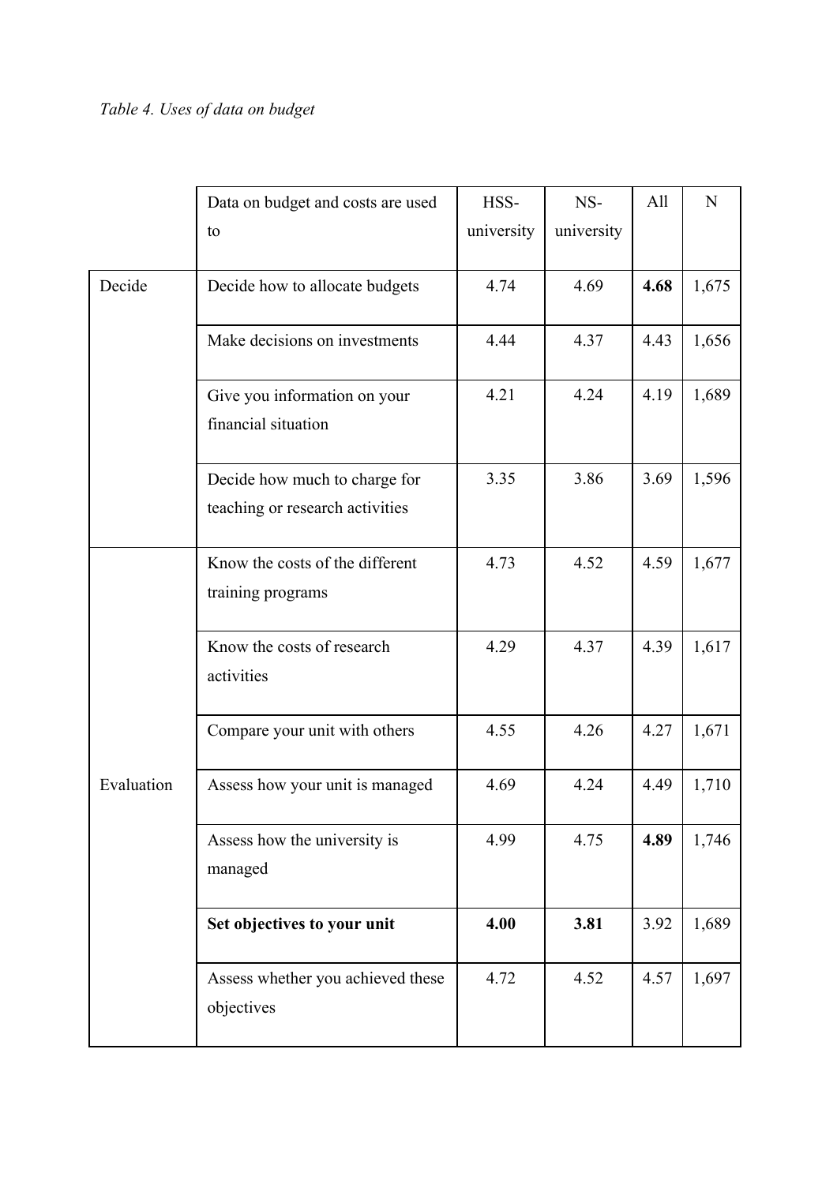*Table 4. Uses of data on budget*

| | Data on budget and costs are used to | HSS-university | NS-university | All | N |
|---|---|---|---|---|---|
| Decide | Decide how to allocate budgets | 4.74 | 4.69 | **4.68** | 1,675 |
| | Make decisions on investments | 4.44 | 4.37 | 4.43 | 1,656 |
| | Give you information on your financial situation | 4.21 | 4.24 | 4.19 | 1,689 |
| | Decide how much to charge for teaching or research activities | 3.35 | 3.86 | 3.69 | 1,596 |
| Evaluation | Know the costs of the different training programs | 4.73 | 4.52 | 4.59 | 1,677 |
| | Know the costs of research activities | 4.29 | 4.37 | 4.39 | 1,617 |
| | Compare your unit with others | 4.55 | 4.26 | 4.27 | 1,671 |
| | Assess how your unit is managed | 4.69 | 4.24 | 4.49 | 1,710 |
| | Assess how the university is managed | 4.99 | 4.75 | **4.89** | 1,746 |
| | **Set objectives to your unit** | **4.00** | **3.81** | 3.92 | 1,689 |
| | Assess whether you achieved these objectives | 4.72 | 4.52 | 4.57 | 1,697 |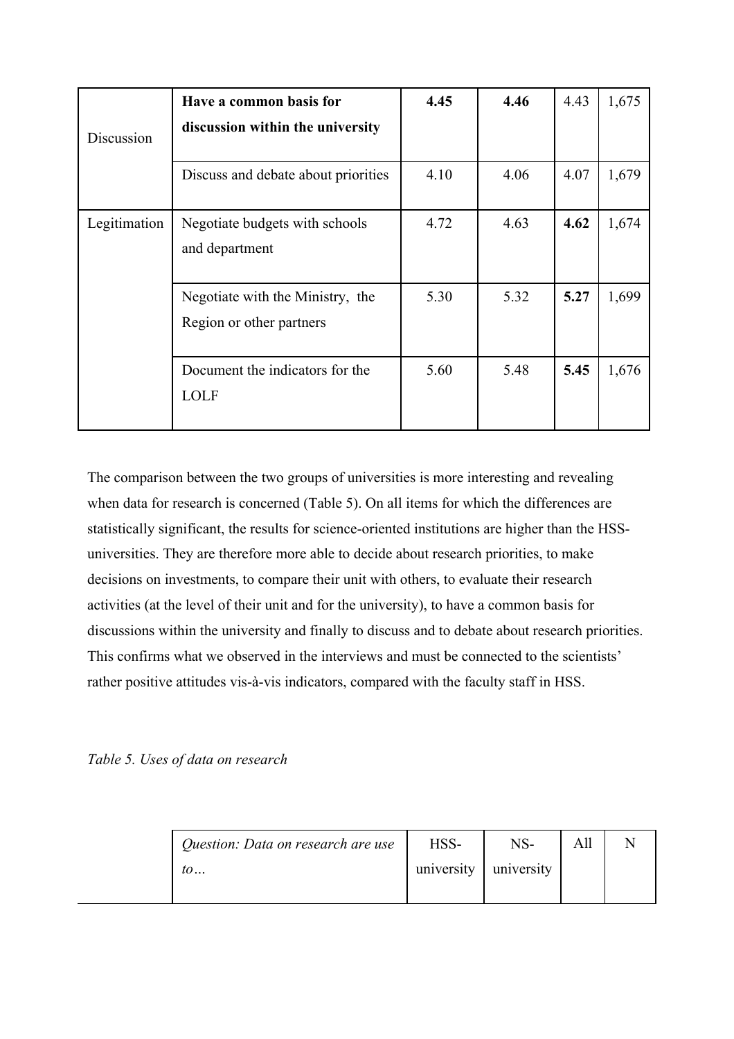| | | | | | |
|---|---|---|---|---|---|
| Discussion | **Have a common basis for discussion within the university** | **4.45** | **4.46** | 4.43 | 1,675 |
| | Discuss and debate about priorities | 4.10 | 4.06 | 4.07 | 1,679 |
| Legitimation | Negotiate budgets with schools and department | 4.72 | 4.63 | **4.62** | 1,674 |
| | Negotiate with the Ministry, the Region or other partners | 5.30 | 5.32 | **5.27** | 1,699 |
| | Document the indicators for the LOLF | 5.60 | 5.48 | **5.45** | 1,676 |

The comparison between the two groups of universities is more interesting and revealing when data for research is concerned (Table 5). On all items for which the differences are statistically significant, the results for science-oriented institutions are higher than the HSS-universities. They are therefore more able to decide about research priorities, to make decisions on investments, to compare their unit with others, to evaluate their research activities (at the level of their unit and for the university), to have a common basis for discussions within the university and finally to discuss and to debate about research priorities. This confirms what we observed in the interviews and must be connected to the scientists' rather positive attitudes vis-à-vis indicators, compared with the faculty staff in HSS.

*Table 5. Uses of data on research*

| | *Question: Data on research are use to…* | HSS-university | NS-university | All | N |
|---|---|---|---|---|---|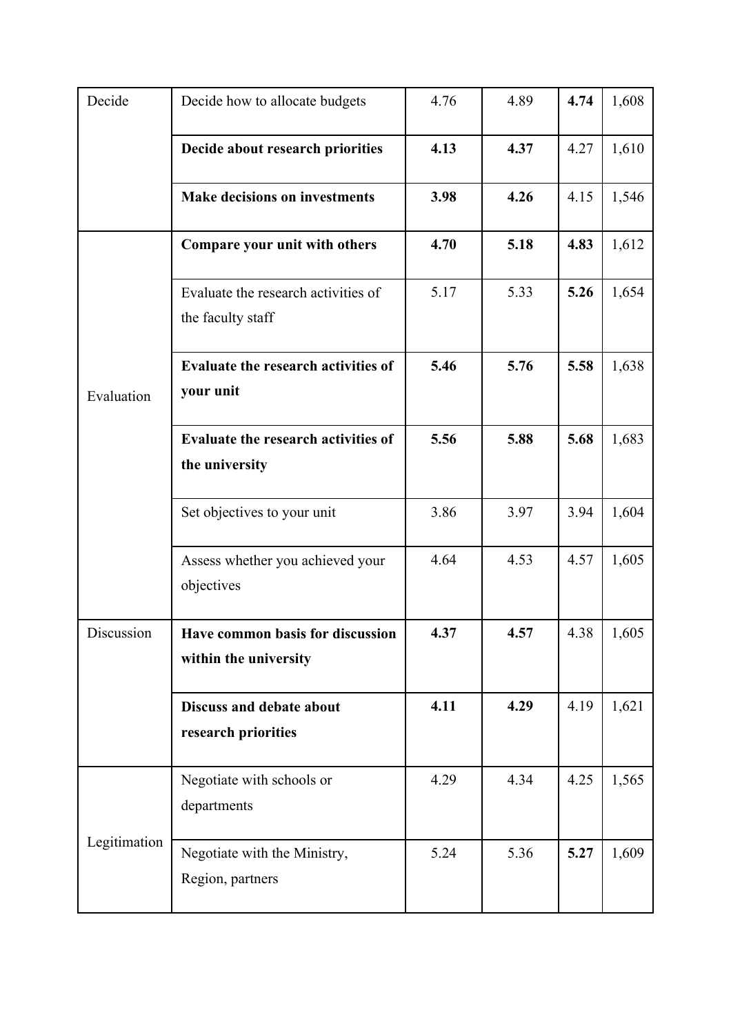| | | | | | |
|---|---|---|---|---|---|
| Decide | Decide how to allocate budgets | 4.76 | 4.89 | **4.74** | 1,608 |
| | **Decide about research priorities** | **4.13** | **4.37** | 4.27 | 1,610 |
| | **Make decisions on investments** | **3.98** | **4.26** | 4.15 | 1,546 |
| Evaluation | **Compare your unit with others** | **4.70** | **5.18** | **4.83** | 1,612 |
| | Evaluate the research activities of the faculty staff | 5.17 | 5.33 | **5.26** | 1,654 |
| | **Evaluate the research activities of your unit** | **5.46** | **5.76** | **5.58** | 1,638 |
| | **Evaluate the research activities of the university** | **5.56** | **5.88** | **5.68** | 1,683 |
| | Set objectives to your unit | 3.86 | 3.97 | 3.94 | 1,604 |
| | Assess whether you achieved your objectives | 4.64 | 4.53 | 4.57 | 1,605 |
| Discussion | **Have common basis for discussion within the university** | **4.37** | **4.57** | 4.38 | 1,605 |
| | **Discuss and debate about research priorities** | **4.11** | **4.29** | 4.19 | 1,621 |
| Legitimation | Negotiate with schools or departments | 4.29 | 4.34 | 4.25 | 1,565 |
| | Negotiate with the Ministry, Region, partners | 5.24 | 5.36 | **5.27** | 1,609 |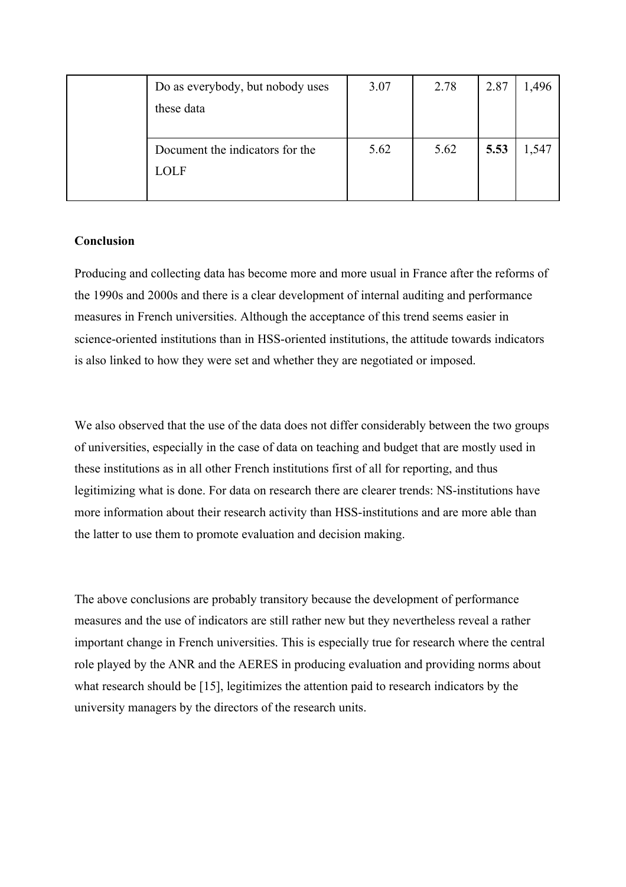| | | | | | |
|---|---|---|---|---|---|
| | Do as everybody, but nobody uses these data | 3.07 | 2.78 | 2.87 | 1,496 |
| | Document the indicators for the LOLF | 5.62 | 5.62 | **5.53** | 1,547 |

**Conclusion**

Producing and collecting data has become more and more usual in France after the reforms of the 1990s and 2000s and there is a clear development of internal auditing and performance measures in French universities. Although the acceptance of this trend seems easier in science-oriented institutions than in HSS-oriented institutions, the attitude towards indicators is also linked to how they were set and whether they are negotiated or imposed.

We also observed that the use of the data does not differ considerably between the two groups of universities, especially in the case of data on teaching and budget that are mostly used in these institutions as in all other French institutions first of all for reporting, and thus legitimizing what is done. For data on research there are clearer trends: NS-institutions have more information about their research activity than HSS-institutions and are more able than the latter to use them to promote evaluation and decision making.

The above conclusions are probably transitory because the development of performance measures and the use of indicators are still rather new but they nevertheless reveal a rather important change in French universities. This is especially true for research where the central role played by the ANR and the AERES in producing evaluation and providing norms about what research should be [15], legitimizes the attention paid to research indicators by the university managers by the directors of the research units.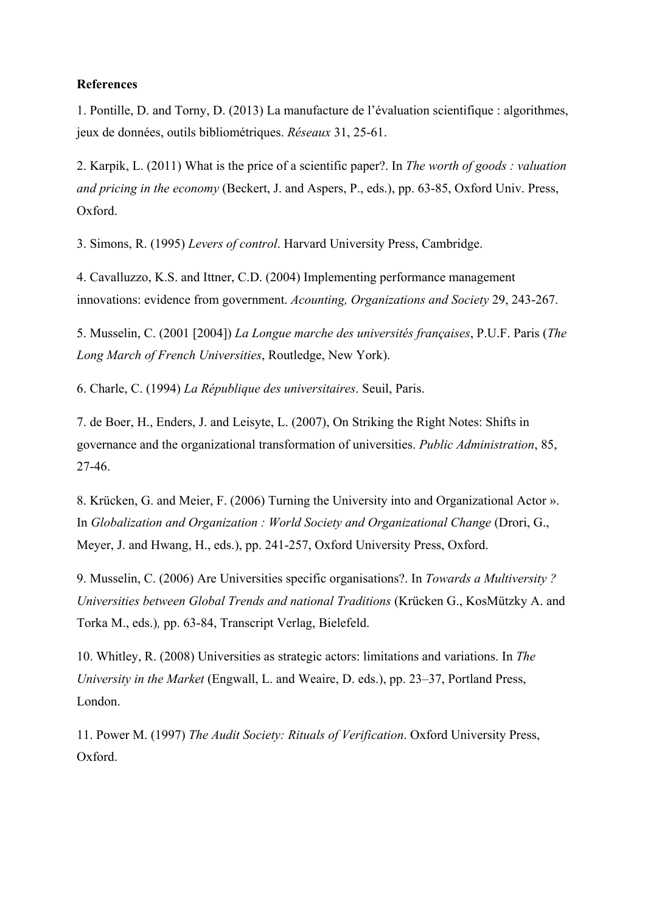**References**

1. Pontille, D. and Torny, D. (2013) La manufacture de l'évaluation scientifique : algorithmes, jeux de données, outils bibliométriques. *Réseaux* 31, 25-61.

2. Karpik, L. (2011) What is the price of a scientific paper?. In *The worth of goods : valuation and pricing in the economy* (Beckert, J. and Aspers, P., eds.), pp. 63-85, Oxford Univ. Press, Oxford.

3. Simons, R. (1995) *Levers of control*. Harvard University Press, Cambridge.

4. Cavalluzzo, K.S. and Ittner, C.D. (2004) Implementing performance management innovations: evidence from government. *Acounting, Organizations and Society* 29, 243-267.

5. Musselin, C. (2001 [2004]) *La Longue marche des universités françaises*, P.U.F. Paris (*The Long March of French Universities*, Routledge, New York).

6. Charle, C. (1994) *La République des universitaires*. Seuil, Paris.

7. de Boer, H., Enders, J. and Leisyte, L. (2007), On Striking the Right Notes: Shifts in governance and the organizational transformation of universities. *Public Administration*, 85, 27-46.

8. Krücken, G. and Meier, F. (2006) Turning the University into and Organizational Actor ». In *Globalization and Organization : World Society and Organizational Change* (Drori, G., Meyer, J. and Hwang, H., eds.), pp. 241-257, Oxford University Press, Oxford.

9. Musselin, C. (2006) Are Universities specific organisations?. In *Towards a Multiversity ? Universities between Global Trends and national Traditions* (Krücken G., KosMützky A. and Torka M., eds.), pp. 63-84, Transcript Verlag, Bielefeld.

10. Whitley, R. (2008) Universities as strategic actors: limitations and variations. In *The University in the Market* (Engwall, L. and Weaire, D. eds.), pp. 23–37, Portland Press, London.

11. Power M. (1997) *The Audit Society: Rituals of Verification*. Oxford University Press, Oxford.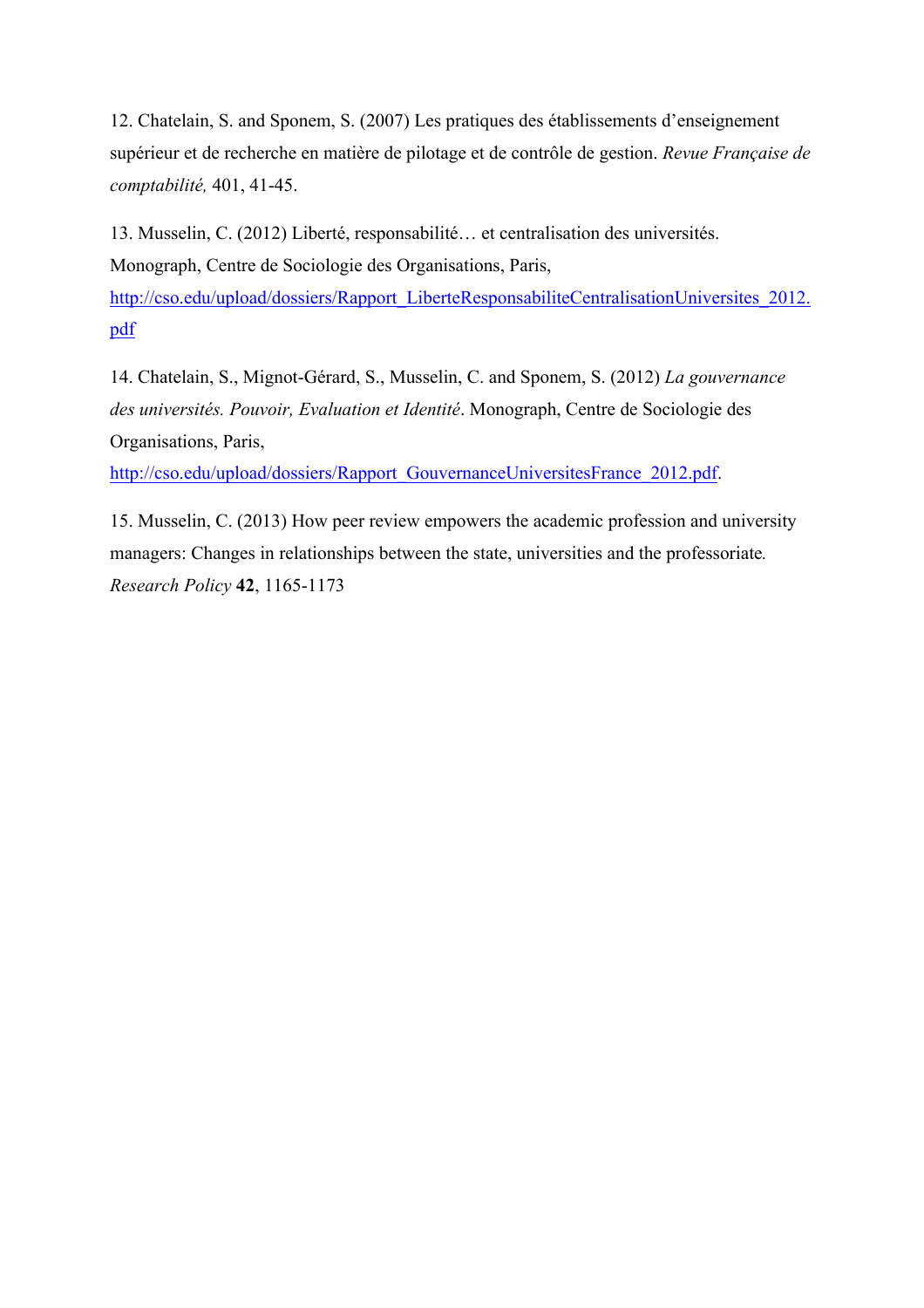12. Chatelain, S. and Sponem, S. (2007) Les pratiques des établissements d'enseignement supérieur et de recherche en matière de pilotage et de contrôle de gestion. *Revue Française de comptabilité,* 401, 41-45.

13. Musselin, C. (2012) Liberté, responsabilité… et centralisation des universités. Monograph, Centre de Sociologie des Organisations, Paris, http://cso.edu/upload/dossiers/Rapport_LiberteResponsabiliteCentralisationUniversites_2012.pdf

14. Chatelain, S., Mignot-Gérard, S., Musselin, C. and Sponem, S. (2012) *La gouvernance des universités. Pouvoir, Evaluation et Identité*. Monograph, Centre de Sociologie des Organisations, Paris, http://cso.edu/upload/dossiers/Rapport_GouvernanceUniversitesFrance_2012.pdf.

15. Musselin, C. (2013) How peer review empowers the academic profession and university managers: Changes in relationships between the state, universities and the professoriate. *Research Policy* **42**, 1165-1173